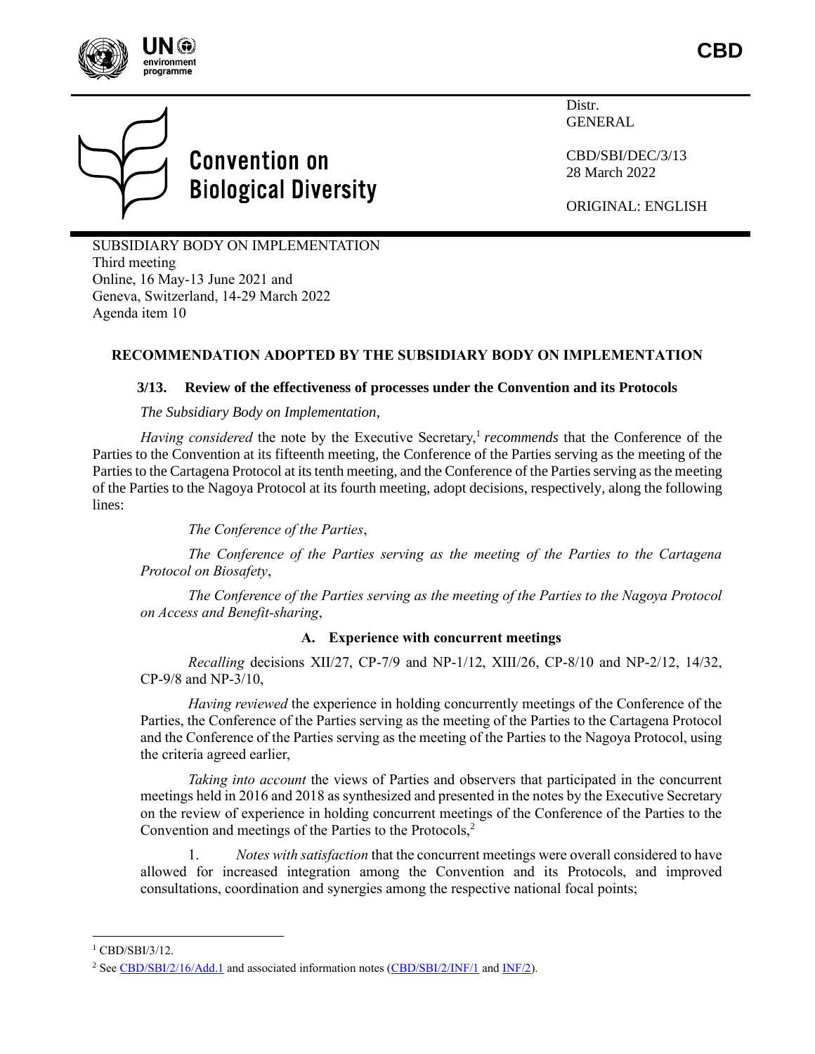CBD

Convention on Biological Diversity

Distr.
GENERAL

CBD/SBI/DEC/3/13
28 March 2022

ORIGINAL: ENGLISH

SUBSIDIARY BODY ON IMPLEMENTATION
Third meeting
Online, 16 May-13 June 2021 and
Geneva, Switzerland, 14-29 March 2022
Agenda item 10

## RECOMMENDATION ADOPTED BY THE SUBSIDIARY BODY ON IMPLEMENTATION

### 3/13. Review of the effectiveness of processes under the Convention and its Protocols

*The Subsidiary Body on Implementation*,

*Having considered* the note by the Executive Secretary,[1] *recommends* that the Conference of the Parties to the Convention at its fifteenth meeting, the Conference of the Parties serving as the meeting of the Parties to the Cartagena Protocol at its tenth meeting, and the Conference of the Parties serving as the meeting of the Parties to the Nagoya Protocol at its fourth meeting, adopt decisions, respectively, along the following lines:

*The Conference of the Parties*,

*The Conference of the Parties serving as the meeting of the Parties to the Cartagena Protocol on Biosafety*,

*The Conference of the Parties serving as the meeting of the Parties to the Nagoya Protocol on Access and Benefit-sharing*,

#### A. Experience with concurrent meetings

*Recalling* decisions XII/27, CP-7/9 and NP-1/12, XIII/26, CP-8/10 and NP-2/12, 14/32, CP-9/8 and NP-3/10,

*Having reviewed* the experience in holding concurrently meetings of the Conference of the Parties, the Conference of the Parties serving as the meeting of the Parties to the Cartagena Protocol and the Conference of the Parties serving as the meeting of the Parties to the Nagoya Protocol, using the criteria agreed earlier,

*Taking into account* the views of Parties and observers that participated in the concurrent meetings held in 2016 and 2018 as synthesized and presented in the notes by the Executive Secretary on the review of experience in holding concurrent meetings of the Conference of the Parties to the Convention and meetings of the Parties to the Protocols,[2]

1. *Notes with satisfaction* that the concurrent meetings were overall considered to have allowed for increased integration among the Convention and its Protocols, and improved consultations, coordination and synergies among the respective national focal points;

---

[1] CBD/SBI/3/12.

[2] See CBD/SBI/2/16/Add.1 and associated information notes (CBD/SBI/2/INF/1 and INF/2).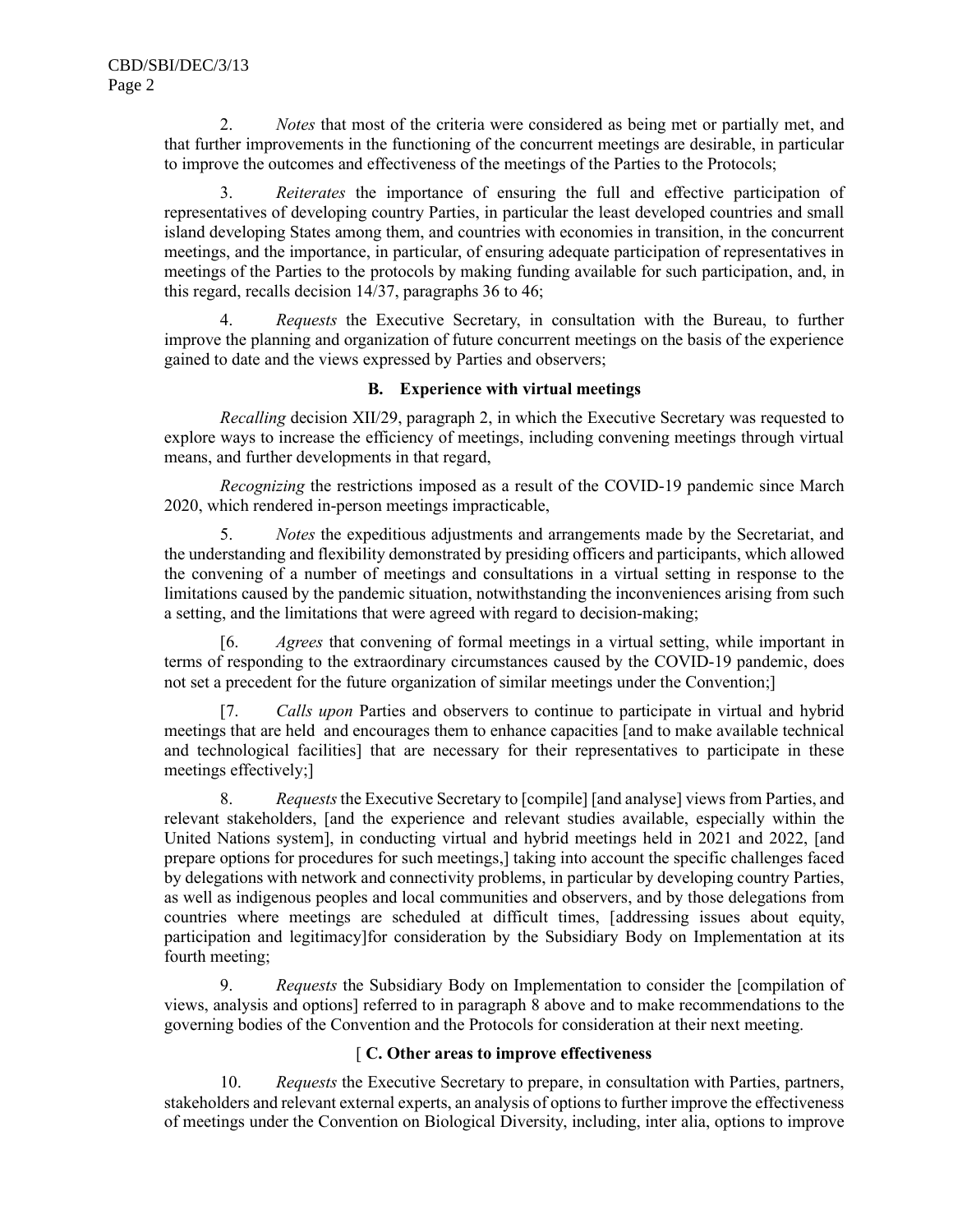2. *Notes* that most of the criteria were considered as being met or partially met, and that further improvements in the functioning of the concurrent meetings are desirable, in particular to improve the outcomes and effectiveness of the meetings of the Parties to the Protocols;

3. *Reiterates* the importance of ensuring the full and effective participation of representatives of developing country Parties, in particular the least developed countries and small island developing States among them, and countries with economies in transition, in the concurrent meetings, and the importance, in particular, of ensuring adequate participation of representatives in meetings of the Parties to the protocols by making funding available for such participation, and, in this regard, recalls decision 14/37, paragraphs 36 to 46;

4. *Requests* the Executive Secretary, in consultation with the Bureau, to further improve the planning and organization of future concurrent meetings on the basis of the experience gained to date and the views expressed by Parties and observers;

### B. Experience with virtual meetings

*Recalling* decision XII/29, paragraph 2, in which the Executive Secretary was requested to explore ways to increase the efficiency of meetings, including convening meetings through virtual means, and further developments in that regard,

*Recognizing* the restrictions imposed as a result of the COVID-19 pandemic since March 2020, which rendered in-person meetings impracticable,

5. *Notes* the expeditious adjustments and arrangements made by the Secretariat, and the understanding and flexibility demonstrated by presiding officers and participants, which allowed the convening of a number of meetings and consultations in a virtual setting in response to the limitations caused by the pandemic situation, notwithstanding the inconveniences arising from such a setting, and the limitations that were agreed with regard to decision-making;

[6. *Agrees* that convening of formal meetings in a virtual setting, while important in terms of responding to the extraordinary circumstances caused by the COVID-19 pandemic, does not set a precedent for the future organization of similar meetings under the Convention;]

[7. *Calls upon* Parties and observers to continue to participate in virtual and hybrid meetings that are held and encourages them to enhance capacities [and to make available technical and technological facilities] that are necessary for their representatives to participate in these meetings effectively;]

8. *Requests* the Executive Secretary to [compile] [and analyse] views from Parties, and relevant stakeholders, [and the experience and relevant studies available, especially within the United Nations system], in conducting virtual and hybrid meetings held in 2021 and 2022, [and prepare options for procedures for such meetings,] taking into account the specific challenges faced by delegations with network and connectivity problems, in particular by developing country Parties, as well as indigenous peoples and local communities and observers, and by those delegations from countries where meetings are scheduled at difficult times, [addressing issues about equity, participation and legitimacy]for consideration by the Subsidiary Body on Implementation at its fourth meeting;

9. *Requests* the Subsidiary Body on Implementation to consider the [compilation of views, analysis and options] referred to in paragraph 8 above and to make recommendations to the governing bodies of the Convention and the Protocols for consideration at their next meeting.

### [ C. Other areas to improve effectiveness

10. *Requests* the Executive Secretary to prepare, in consultation with Parties, partners, stakeholders and relevant external experts, an analysis of options to further improve the effectiveness of meetings under the Convention on Biological Diversity, including, inter alia, options to improve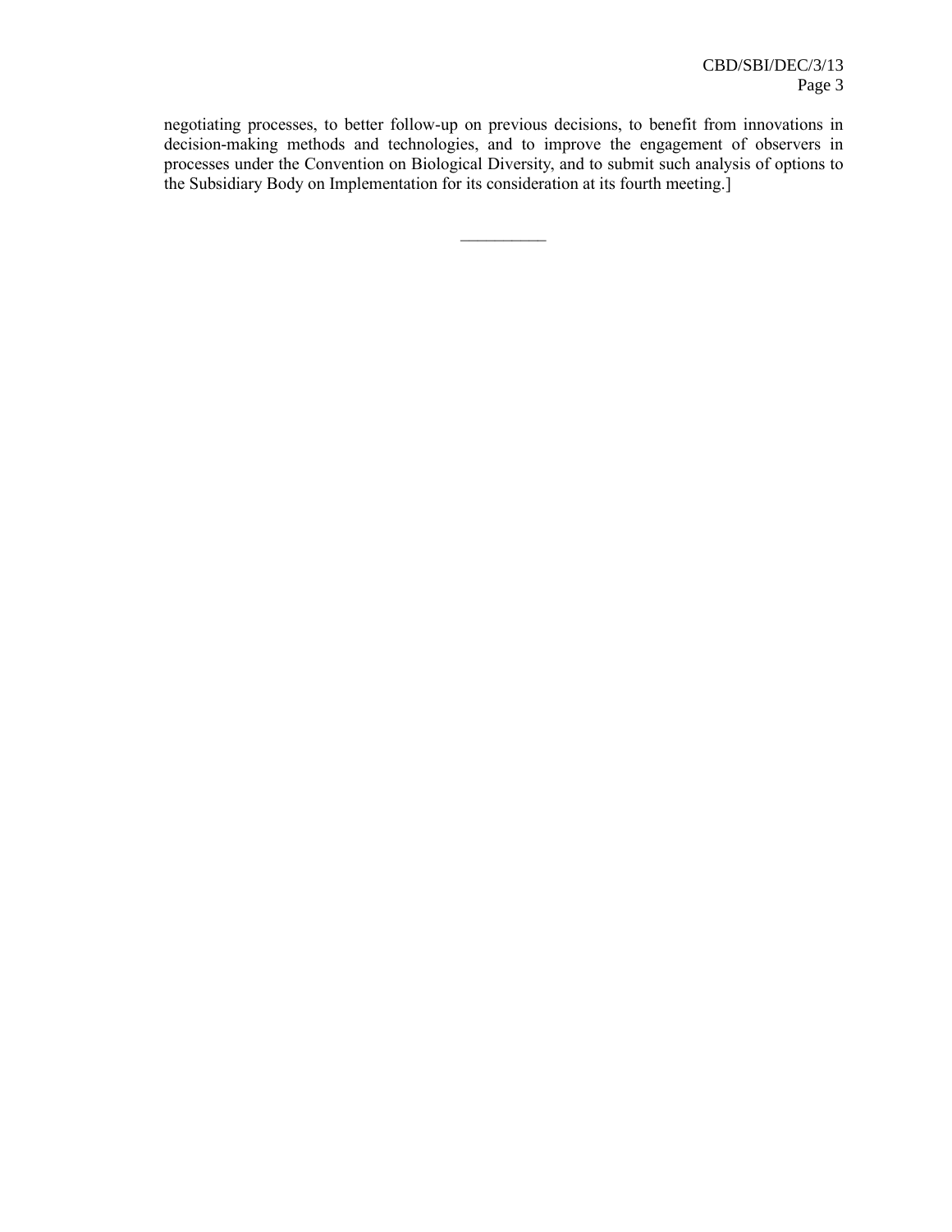negotiating processes, to better follow-up on previous decisions, to benefit from innovations in decision-making methods and technologies, and to improve the engagement of observers in processes under the Convention on Biological Diversity, and to submit such analysis of options to the Subsidiary Body on Implementation for its consideration at its fourth meeting.]

__________